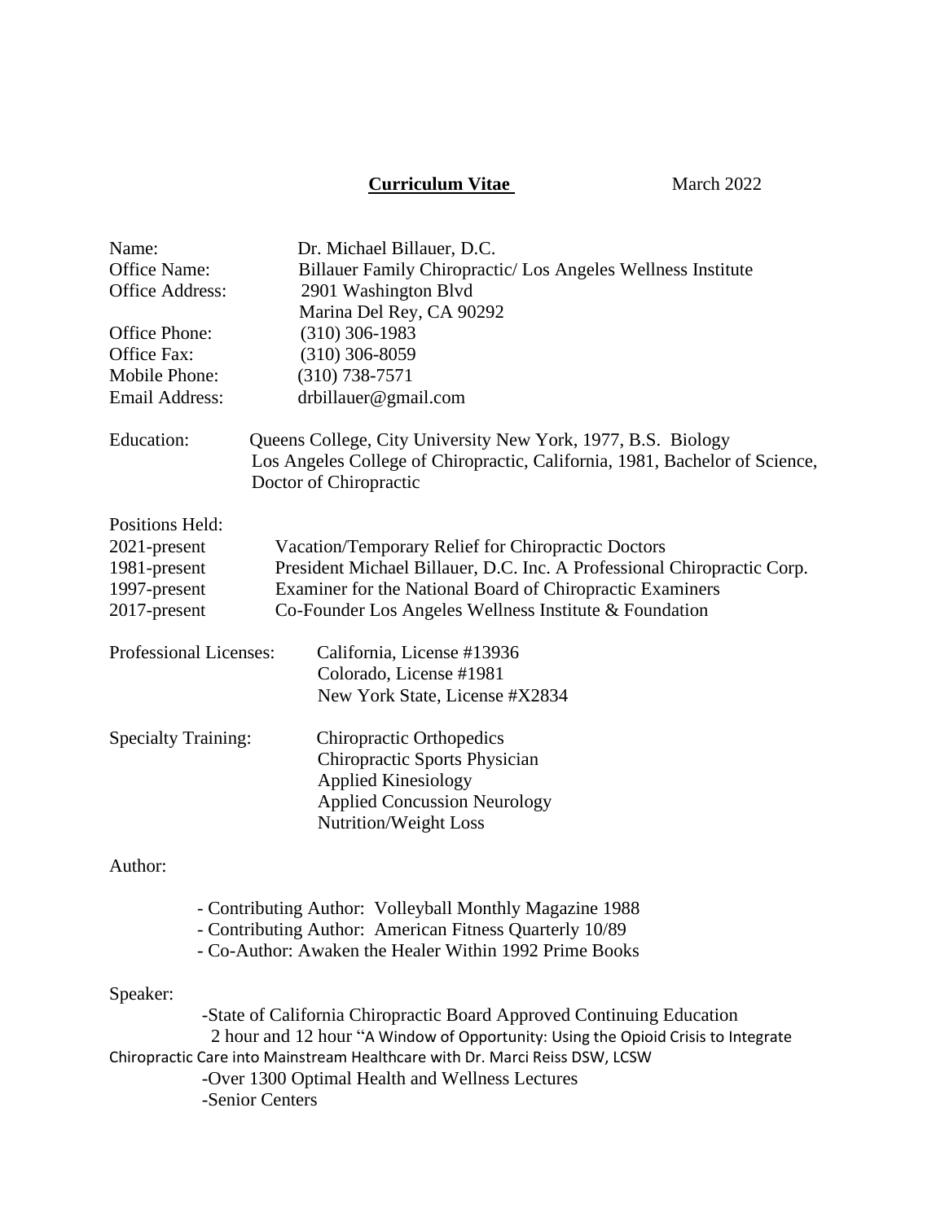**Curriculum Vitae** March 2022

Name: Dr. Michael Billauer, D.C.
Office Name: Billauer Family Chiropractic/ Los Angeles Wellness Institute
Office Address: 2901 Washington Blvd
Marina Del Rey, CA 90292
Office Phone: (310) 306-1983
Office Fax: (310) 306-8059
Mobile Phone: (310) 738-7571
Email Address: drbillauer@gmail.com

Education: Queens College, City University New York, 1977, B.S. Biology
Los Angeles College of Chiropractic, California, 1981, Bachelor of Science, Doctor of Chiropractic

Positions Held:
2021-present Vacation/Temporary Relief for Chiropractic Doctors
1981-present President Michael Billauer, D.C. Inc. A Professional Chiropractic Corp.
1997-present Examiner for the National Board of Chiropractic Examiners
2017-present Co-Founder Los Angeles Wellness Institute & Foundation

Professional Licenses: California, License #13936
Colorado, License #1981
New York State, License #X2834

Specialty Training: Chiropractic Orthopedics
Chiropractic Sports Physician
Applied Kinesiology
Applied Concussion Neurology
Nutrition/Weight Loss

Author:

- Contributing Author: Volleyball Monthly Magazine 1988
- Contributing Author: American Fitness Quarterly 10/89
- Co-Author: Awaken the Healer Within 1992 Prime Books

Speaker:

-State of California Chiropractic Board Approved Continuing Education
2 hour and 12 hour "A Window of Opportunity: Using the Opioid Crisis to Integrate Chiropractic Care into Mainstream Healthcare with Dr. Marci Reiss DSW, LCSW
-Over 1300 Optimal Health and Wellness Lectures
-Senior Centers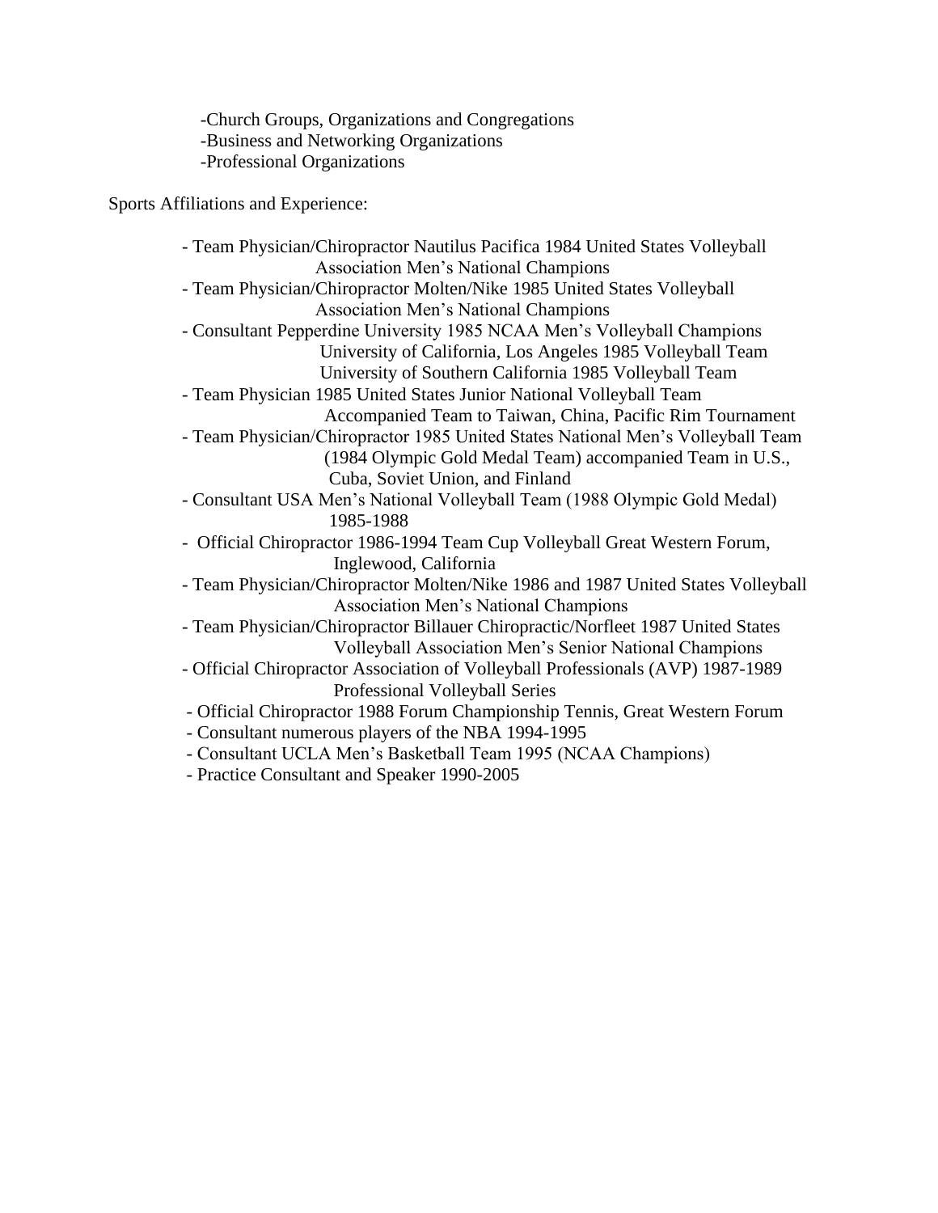- Church Groups, Organizations and Congregations
- Business and Networking Organizations
- Professional Organizations

Sports Affiliations and Experience:

- Team Physician/Chiropractor Nautilus Pacifica 1984 United States Volleyball Association Men's National Champions
- Team Physician/Chiropractor Molten/Nike 1985 United States Volleyball Association Men's National Champions
- Consultant Pepperdine University 1985 NCAA Men's Volleyball Champions
  University of California, Los Angeles 1985 Volleyball Team
  University of Southern California 1985 Volleyball Team
- Team Physician 1985 United States Junior National Volleyball Team
  Accompanied Team to Taiwan, China, Pacific Rim Tournament
- Team Physician/Chiropractor 1985 United States National Men's Volleyball Team (1984 Olympic Gold Medal Team) accompanied Team in U.S., Cuba, Soviet Union, and Finland
- Consultant USA Men's National Volleyball Team (1988 Olympic Gold Medal) 1985-1988
- Official Chiropractor 1986-1994 Team Cup Volleyball Great Western Forum, Inglewood, California
- Team Physician/Chiropractor Molten/Nike 1986 and 1987 United States Volleyball Association Men's National Champions
- Team Physician/Chiropractor Billauer Chiropractic/Norfleet 1987 United States Volleyball Association Men's Senior National Champions
- Official Chiropractor Association of Volleyball Professionals (AVP) 1987-1989 Professional Volleyball Series
- Official Chiropractor 1988 Forum Championship Tennis, Great Western Forum
- Consultant numerous players of the NBA 1994-1995
- Consultant UCLA Men's Basketball Team 1995 (NCAA Champions)
- Practice Consultant and Speaker 1990-2005